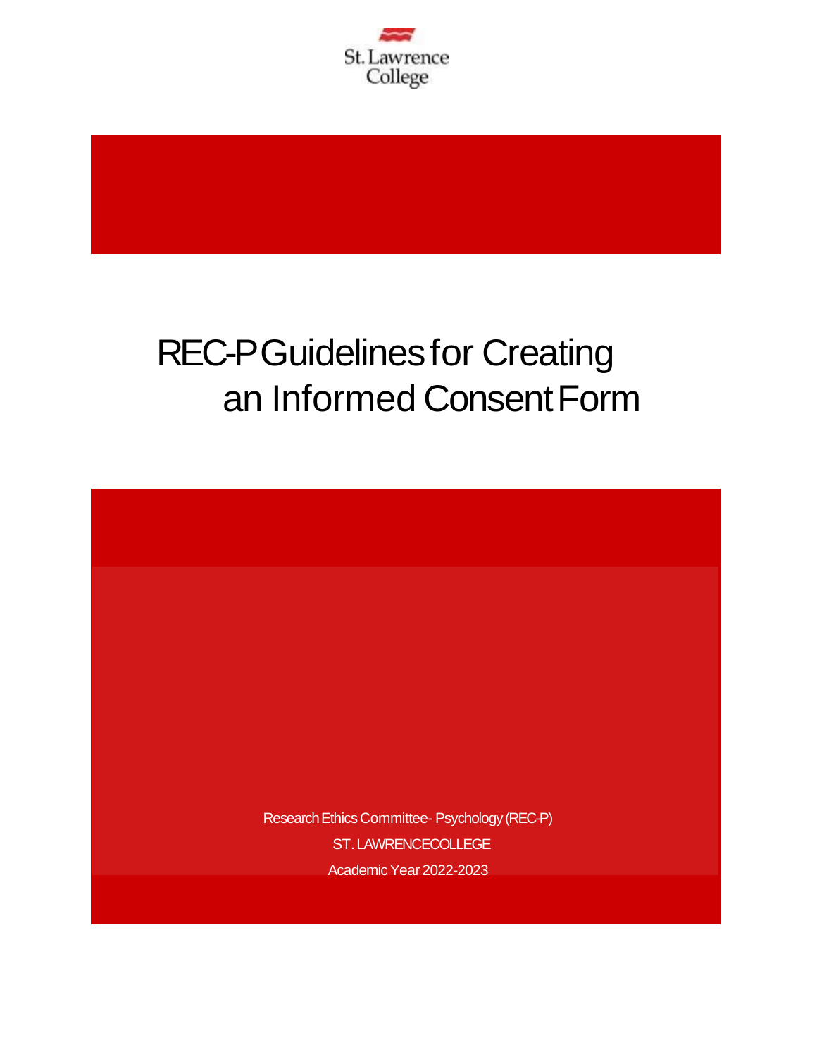St. Lawrence College

# REC-P Guidelines for Creating an Informed Consent Form

Research Ethics Committee- Psychology (REC-P)

ST. LAWRENCE COLLEGE

Academic Year 2022-2023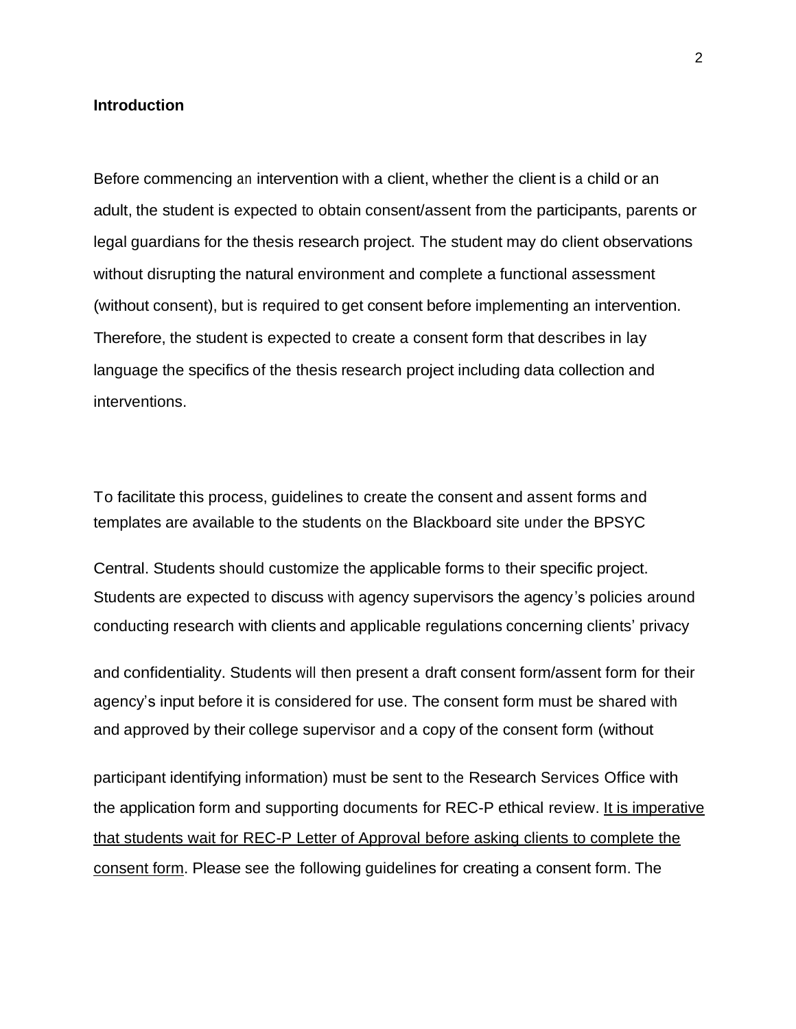**Introduction**

Before commencing an intervention with a client, whether the client is a child or an adult, the student is expected to obtain consent/assent from the participants, parents or legal guardians for the thesis research project. The student may do client observations without disrupting the natural environment and complete a functional assessment (without consent), but is required to get consent before implementing an intervention. Therefore, the student is expected to create a consent form that describes in lay language the specifics of the thesis research project including data collection and interventions.

To facilitate this process, guidelines to create the consent and assent forms and templates are available to the students on the Blackboard site under the BPSYC Central. Students should customize the applicable forms to their specific project. Students are expected to discuss with agency supervisors the agency's policies around conducting research with clients and applicable regulations concerning clients' privacy and confidentiality. Students will then present a draft consent form/assent form for their agency's input before it is considered for use. The consent form must be shared with and approved by their college supervisor and a copy of the consent form (without participant identifying information) must be sent to the Research Services Office with the application form and supporting documents for REC-P ethical review. <u>It is imperative that students wait for REC-P Letter of Approval before asking clients to complete the consent form</u>. Please see the following guidelines for creating a consent form. The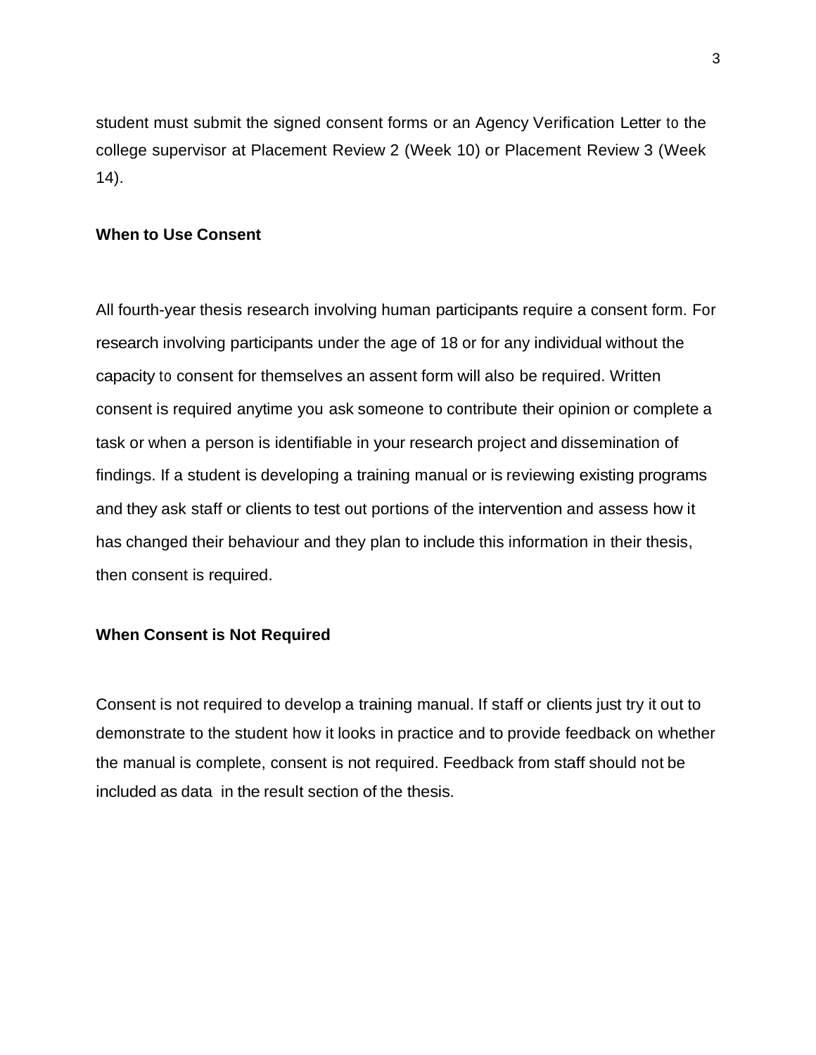student must submit the signed consent forms or an Agency Verification Letter to the college supervisor at Placement Review 2 (Week 10) or Placement Review 3 (Week 14).

**When to Use Consent**

All fourth-year thesis research involving human participants require a consent form. For research involving participants under the age of 18 or for any individual without the capacity to consent for themselves an assent form will also be required. Written consent is required anytime you ask someone to contribute their opinion or complete a task or when a person is identifiable in your research project and dissemination of findings. If a student is developing a training manual or is reviewing existing programs and they ask staff or clients to test out portions of the intervention and assess how it has changed their behaviour and they plan to include this information in their thesis, then consent is required.

**When Consent is Not Required**

Consent is not required to develop a training manual. If staff or clients just try it out to demonstrate to the student how it looks in practice and to provide feedback on whether the manual is complete, consent is not required. Feedback from staff should not be included as data in the result section of the thesis.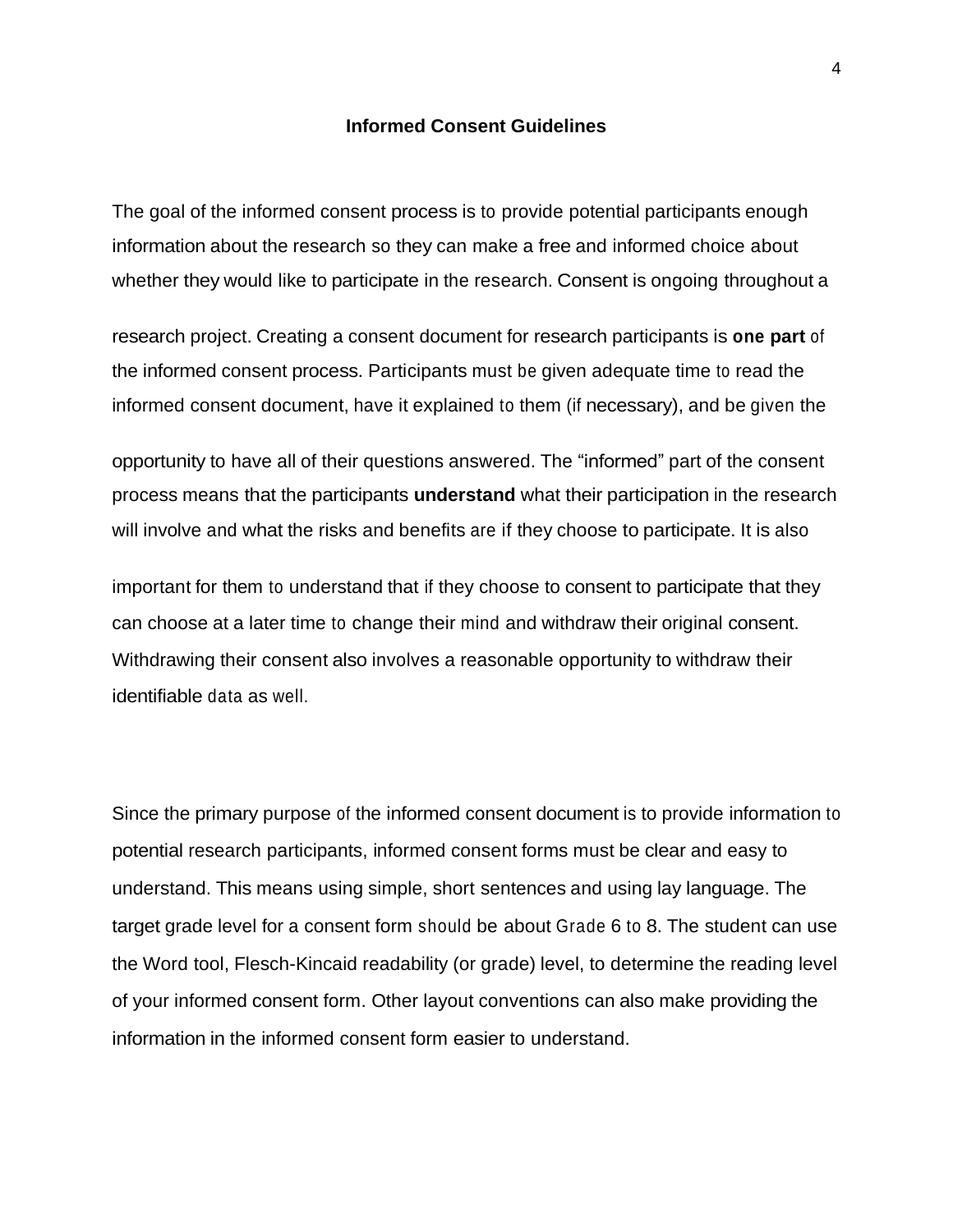## Informed Consent Guidelines

The goal of the informed consent process is to provide potential participants enough information about the research so they can make a free and informed choice about whether they would like to participate in the research. Consent is ongoing throughout a research project. Creating a consent document for research participants is **one part** of the informed consent process. Participants must be given adequate time to read the informed consent document, have it explained to them (if necessary), and be given the opportunity to have all of their questions answered. The "informed" part of the consent process means that the participants **understand** what their participation in the research will involve and what the risks and benefits are if they choose to participate. It is also important for them to understand that if they choose to consent to participate that they can choose at a later time to change their mind and withdraw their original consent. Withdrawing their consent also involves a reasonable opportunity to withdraw their identifiable data as well.

Since the primary purpose of the informed consent document is to provide information to potential research participants, informed consent forms must be clear and easy to understand. This means using simple, short sentences and using lay language. The target grade level for a consent form should be about Grade 6 to 8. The student can use the Word tool, Flesch-Kincaid readability (or grade) level, to determine the reading level of your informed consent form. Other layout conventions can also make providing the information in the informed consent form easier to understand.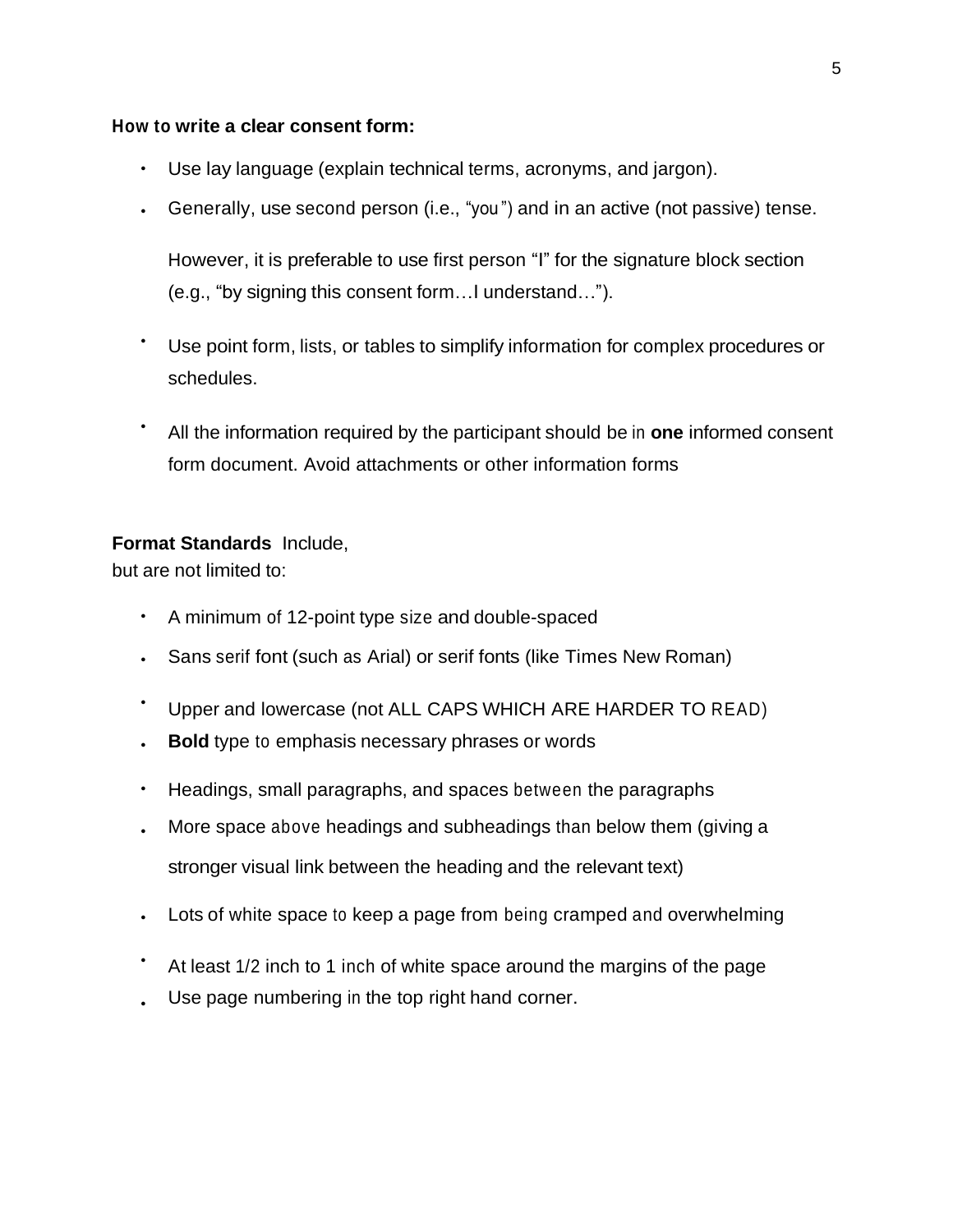**How to write a clear consent form:**

- Use lay language (explain technical terms, acronyms, and jargon).
- Generally, use second person (i.e., "you") and in an active (not passive) tense.

  However, it is preferable to use first person "I" for the signature block section (e.g., "by signing this consent form…I understand…").

- Use point form, lists, or tables to simplify information for complex procedures or schedules.
- All the information required by the participant should be in **one** informed consent form document. Avoid attachments or other information forms

**Format Standards** Include, but are not limited to:

- A minimum of 12-point type size and double-spaced
- Sans serif font (such as Arial) or serif fonts (like Times New Roman)
- Upper and lowercase (not ALL CAPS WHICH ARE HARDER TO READ)
- **Bold** type to emphasis necessary phrases or words
- Headings, small paragraphs, and spaces between the paragraphs
- More space above headings and subheadings than below them (giving a stronger visual link between the heading and the relevant text)
- Lots of white space to keep a page from being cramped and overwhelming
- At least 1/2 inch to 1 inch of white space around the margins of the page
- Use page numbering in the top right hand corner.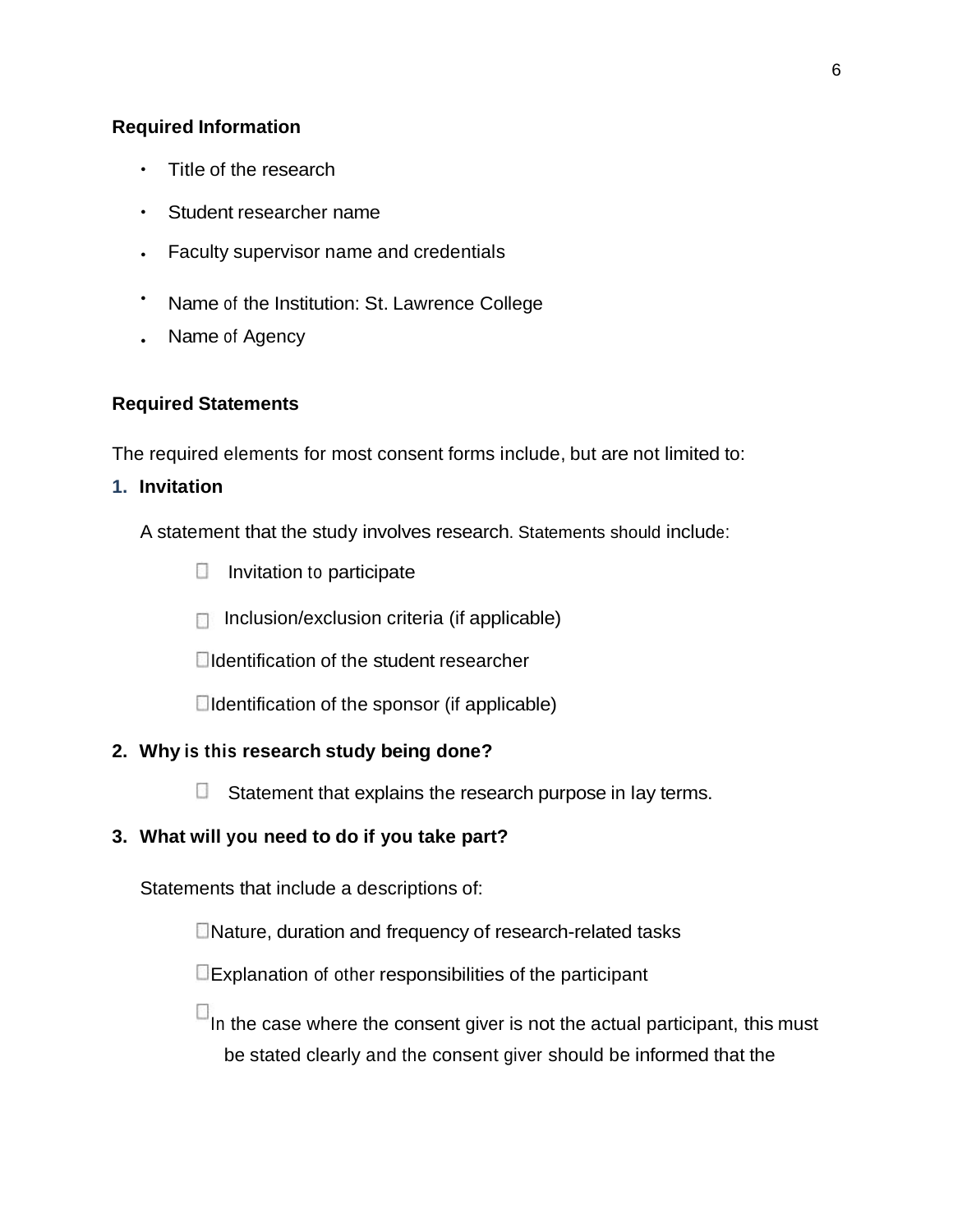**Required Information**

- Title of the research
- Student researcher name
- Faculty supervisor name and credentials
- Name of the Institution: St. Lawrence College
- Name of Agency

**Required Statements**

The required elements for most consent forms include, but are not limited to:

1. **Invitation**

   A statement that the study involves research. Statements should include:

   - Invitation to participate
   - Inclusion/exclusion criteria (if applicable)
   - Identification of the student researcher
   - Identification of the sponsor (if applicable)

2. **Why is this research study being done?**

   - Statement that explains the research purpose in lay terms.

3. **What will you need to do if you take part?**

   Statements that include a descriptions of:

   - Nature, duration and frequency of research-related tasks
   - Explanation of other responsibilities of the participant
   - In the case where the consent giver is not the actual participant, this must be stated clearly and the consent giver should be informed that the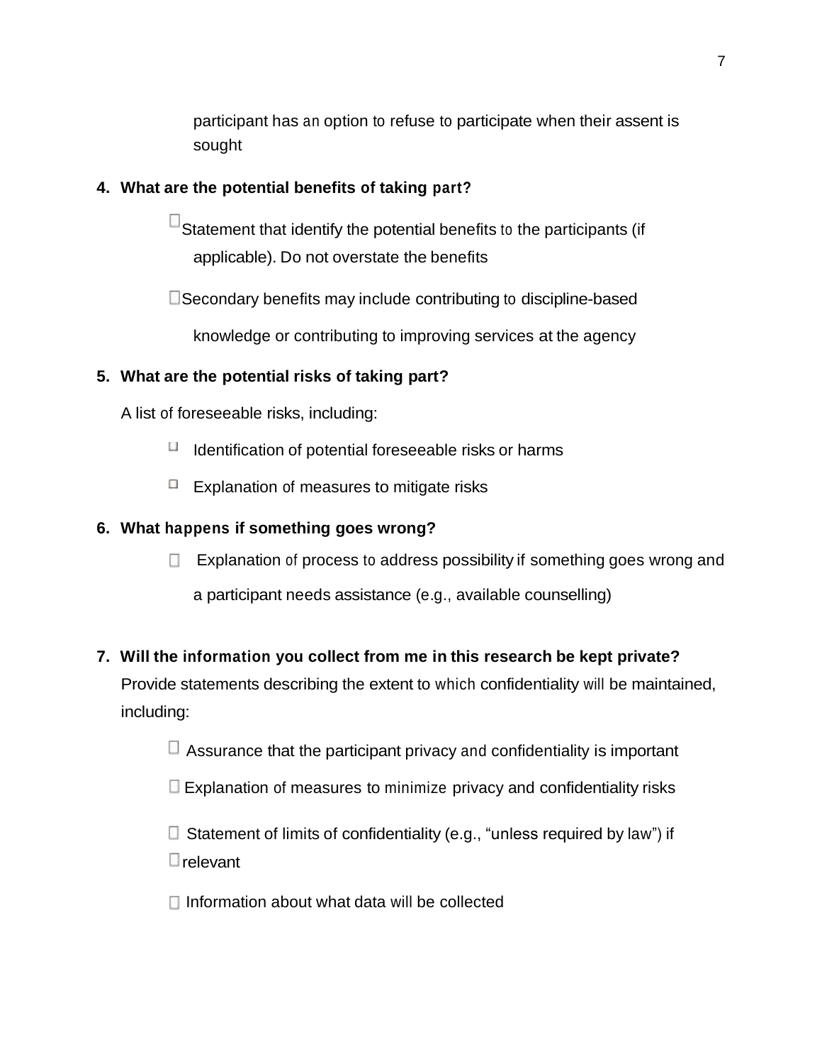participant has an option to refuse to participate when their assent is sought

**4. What are the potential benefits of taking part?**

- ☐ Statement that identify the potential benefits to the participants (if applicable). Do not overstate the benefits
- ☐ Secondary benefits may include contributing to discipline-based knowledge or contributing to improving services at the agency

**5. What are the potential risks of taking part?**

A list of foreseeable risks, including:

- ☐ Identification of potential foreseeable risks or harms
- ☐ Explanation of measures to mitigate risks

**6. What happens if something goes wrong?**

- ☐ Explanation of process to address possibility if something goes wrong and a participant needs assistance (e.g., available counselling)

**7. Will the information you collect from me in this research be kept private?**

Provide statements describing the extent to which confidentiality will be maintained, including:

- ☐ Assurance that the participant privacy and confidentiality is important
- ☐ Explanation of measures to minimize privacy and confidentiality risks
- ☐ Statement of limits of confidentiality (e.g., "unless required by law") if relevant
- ☐ Information about what data will be collected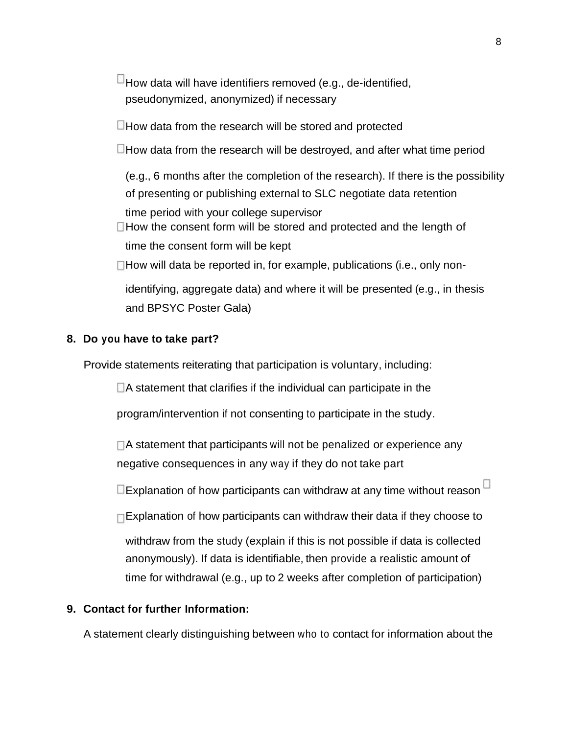- ☐ How data will have identifiers removed (e.g., de-identified, pseudonymized, anonymized) if necessary
- ☐ How data from the research will be stored and protected
- ☐ How data from the research will be destroyed, and after what time period (e.g., 6 months after the completion of the research). If there is the possibility of presenting or publishing external to SLC negotiate data retention time period with your college supervisor
- ☐ How the consent form will be stored and protected and the length of time the consent form will be kept
- ☐ How will data be reported in, for example, publications (i.e., only non-identifying, aggregate data) and where it will be presented (e.g., in thesis and BPSYC Poster Gala)

**8. Do you have to take part?**

Provide statements reiterating that participation is voluntary, including:

- ☐ A statement that clarifies if the individual can participate in the program/intervention if not consenting to participate in the study.
- ☐ A statement that participants will not be penalized or experience any negative consequences in any way if they do not take part
- ☐ Explanation of how participants can withdraw at any time without reason ☐
- ☐ Explanation of how participants can withdraw their data if they choose to withdraw from the study (explain if this is not possible if data is collected anonymously). If data is identifiable, then provide a realistic amount of time for withdrawal (e.g., up to 2 weeks after completion of participation)

**9. Contact for further Information:**

A statement clearly distinguishing between who to contact for information about the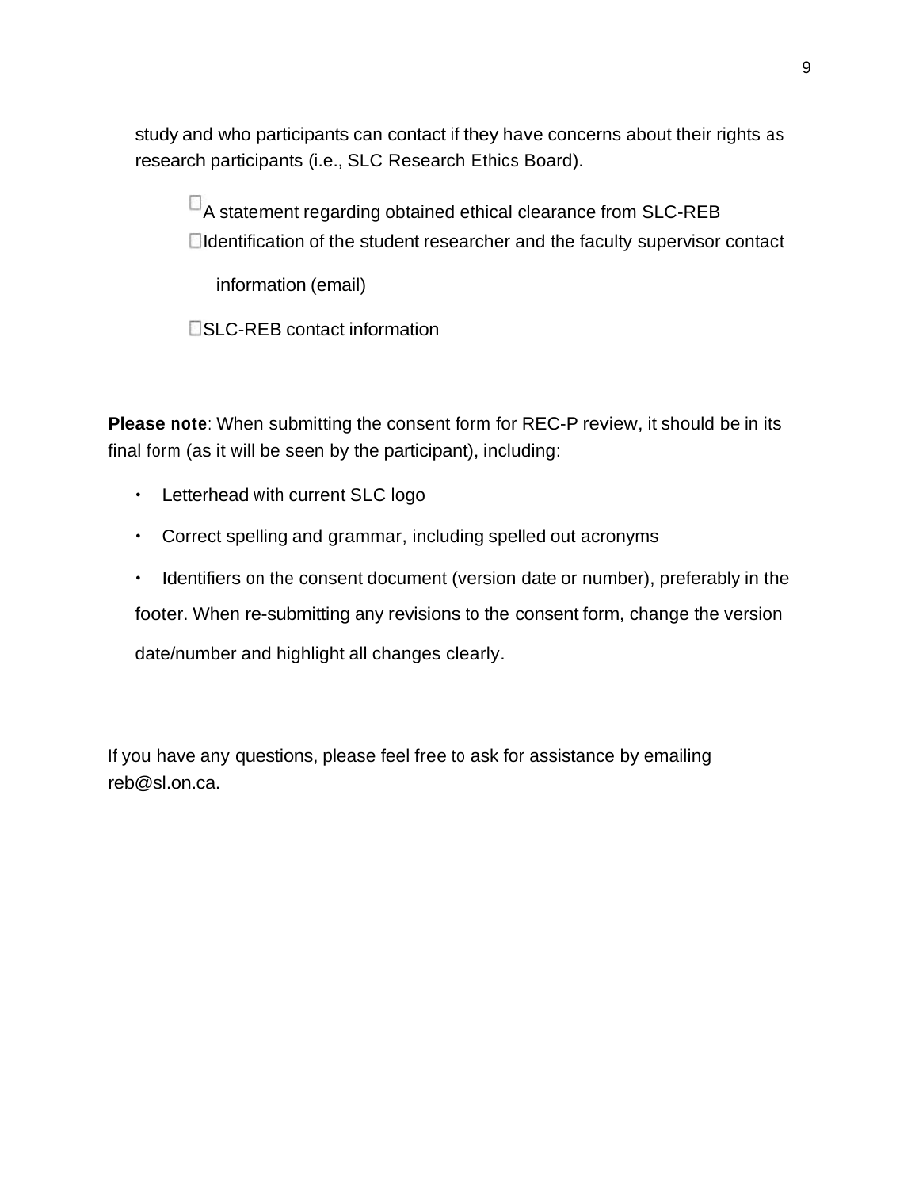study and who participants can contact if they have concerns about their rights as research participants (i.e., SLC Research Ethics Board).

- ☐ A statement regarding obtained ethical clearance from SLC-REB
- ☐ Identification of the student researcher and the faculty supervisor contact information (email)
- ☐ SLC-REB contact information

**Please note**: When submitting the consent form for REC-P review, it should be in its final form (as it will be seen by the participant), including:

- Letterhead with current SLC logo
- Correct spelling and grammar, including spelled out acronyms
- Identifiers on the consent document (version date or number), preferably in the footer. When re-submitting any revisions to the consent form, change the version date/number and highlight all changes clearly.

If you have any questions, please feel free to ask for assistance by emailing reb@sl.on.ca.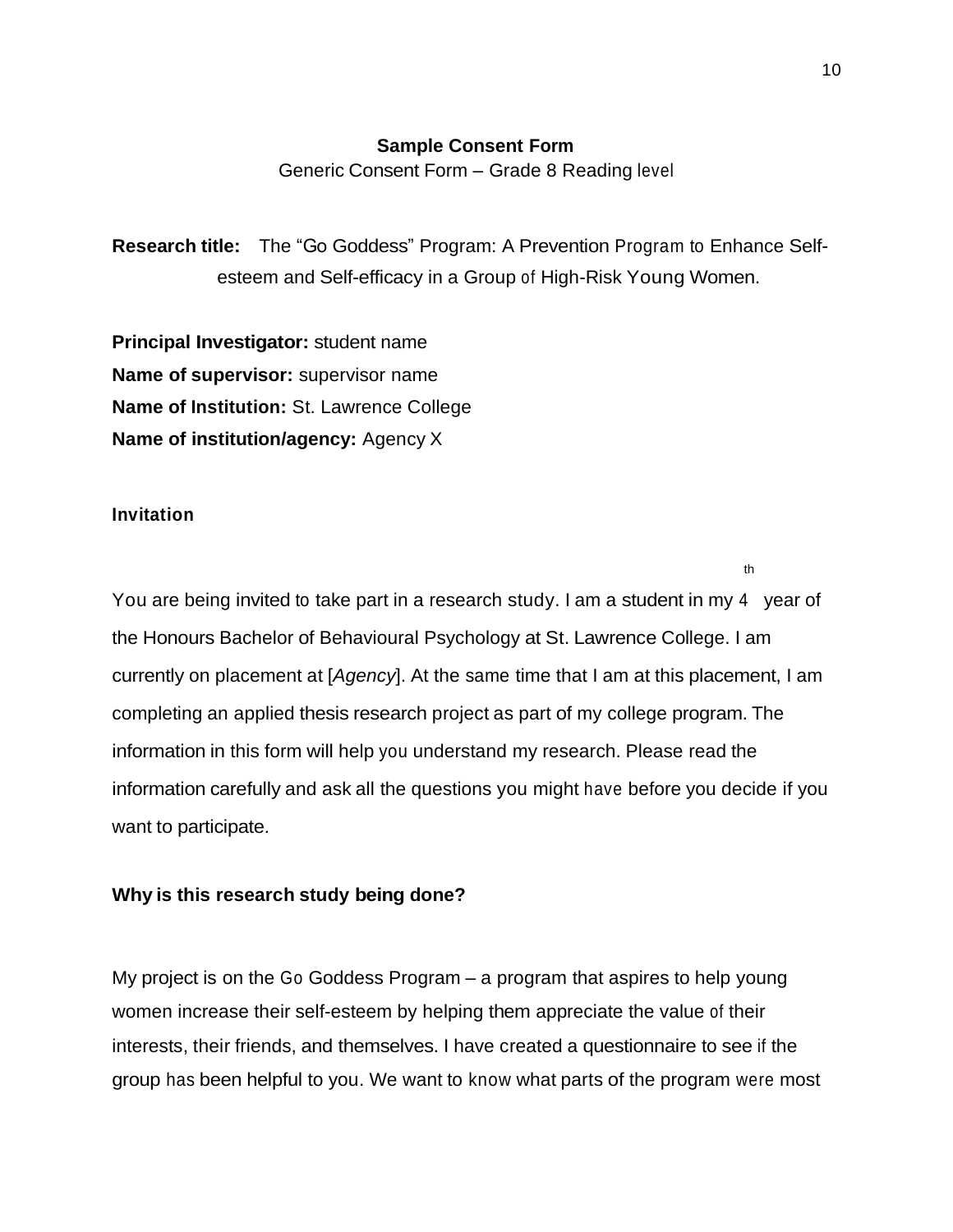**Sample Consent Form**

Generic Consent Form – Grade 8 Reading level

**Research title:** The "Go Goddess" Program: A Prevention Program to Enhance Self-esteem and Self-efficacy in a Group of High-Risk Young Women.

**Principal Investigator:** student name
**Name of supervisor:** supervisor name
**Name of Institution:** St. Lawrence College
**Name of institution/agency:** Agency X

**Invitation**

You are being invited to take part in a research study. I am a student in my 4th year of the Honours Bachelor of Behavioural Psychology at St. Lawrence College. I am currently on placement at [*Agency*]. At the same time that I am at this placement, I am completing an applied thesis research project as part of my college program. The information in this form will help you understand my research. Please read the information carefully and ask all the questions you might have before you decide if you want to participate.

**Why is this research study being done?**

My project is on the Go Goddess Program – a program that aspires to help young women increase their self-esteem by helping them appreciate the value of their interests, their friends, and themselves. I have created a questionnaire to see if the group has been helpful to you. We want to know what parts of the program were most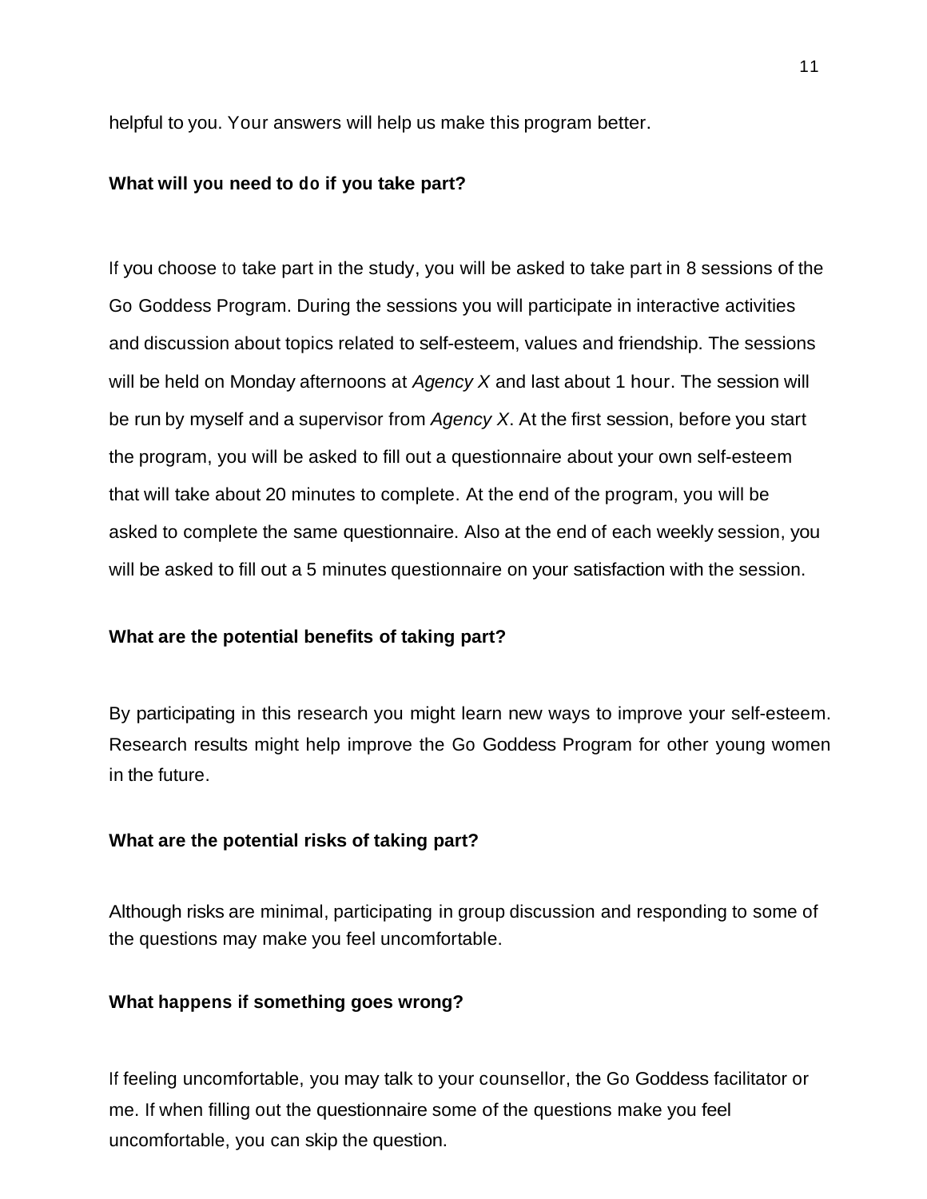helpful to you. Your answers will help us make this program better.

**What will you need to do if you take part?**

If you choose to take part in the study, you will be asked to take part in 8 sessions of the Go Goddess Program. During the sessions you will participate in interactive activities and discussion about topics related to self-esteem, values and friendship. The sessions will be held on Monday afternoons at *Agency X* and last about 1 hour. The session will be run by myself and a supervisor from *Agency X*. At the first session, before you start the program, you will be asked to fill out a questionnaire about your own self-esteem that will take about 20 minutes to complete. At the end of the program, you will be asked to complete the same questionnaire. Also at the end of each weekly session, you will be asked to fill out a 5 minutes questionnaire on your satisfaction with the session.

**What are the potential benefits of taking part?**

By participating in this research you might learn new ways to improve your self-esteem. Research results might help improve the Go Goddess Program for other young women in the future.

**What are the potential risks of taking part?**

Although risks are minimal, participating in group discussion and responding to some of the questions may make you feel uncomfortable.

**What happens if something goes wrong?**

If feeling uncomfortable, you may talk to your counsellor, the Go Goddess facilitator or me. If when filling out the questionnaire some of the questions make you feel uncomfortable, you can skip the question.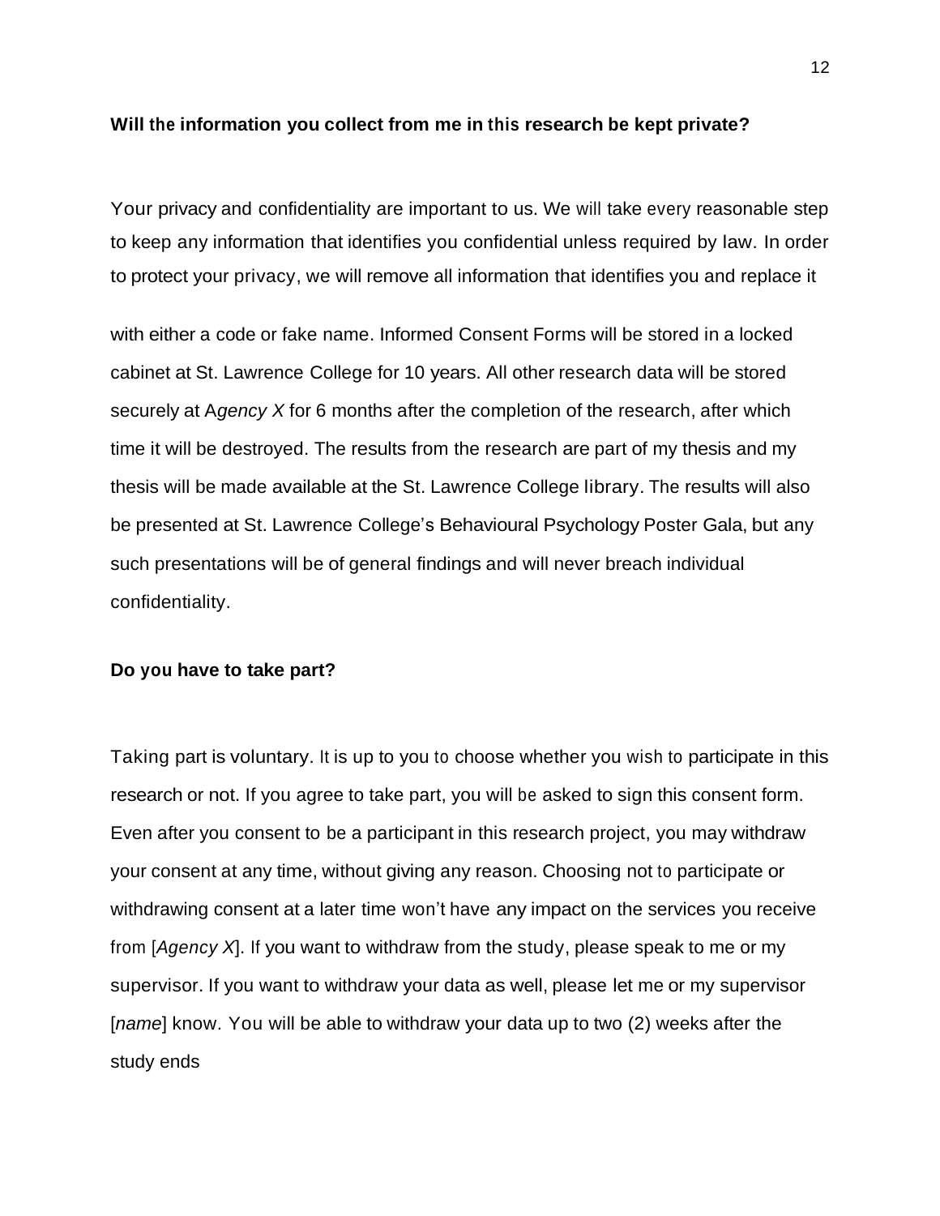**Will the information you collect from me in this research be kept private?**

Your privacy and confidentiality are important to us. We will take every reasonable step to keep any information that identifies you confidential unless required by law. In order to protect your privacy, we will remove all information that identifies you and replace it with either a code or fake name. Informed Consent Forms will be stored in a locked cabinet at St. Lawrence College for 10 years. All other research data will be stored securely at A*gency X* for 6 months after the completion of the research, after which time it will be destroyed. The results from the research are part of my thesis and my thesis will be made available at the St. Lawrence College library. The results will also be presented at St. Lawrence College's Behavioural Psychology Poster Gala, but any such presentations will be of general findings and will never breach individual confidentiality.

**Do you have to take part?**

Taking part is voluntary. It is up to you to choose whether you wish to participate in this research or not. If you agree to take part, you will be asked to sign this consent form. Even after you consent to be a participant in this research project, you may withdraw your consent at any time, without giving any reason. Choosing not to participate or withdrawing consent at a later time won't have any impact on the services you receive from [*Agency X*]. If you want to withdraw from the study, please speak to me or my supervisor. If you want to withdraw your data as well, please let me or my supervisor [*name*] know. You will be able to withdraw your data up to two (2) weeks after the study ends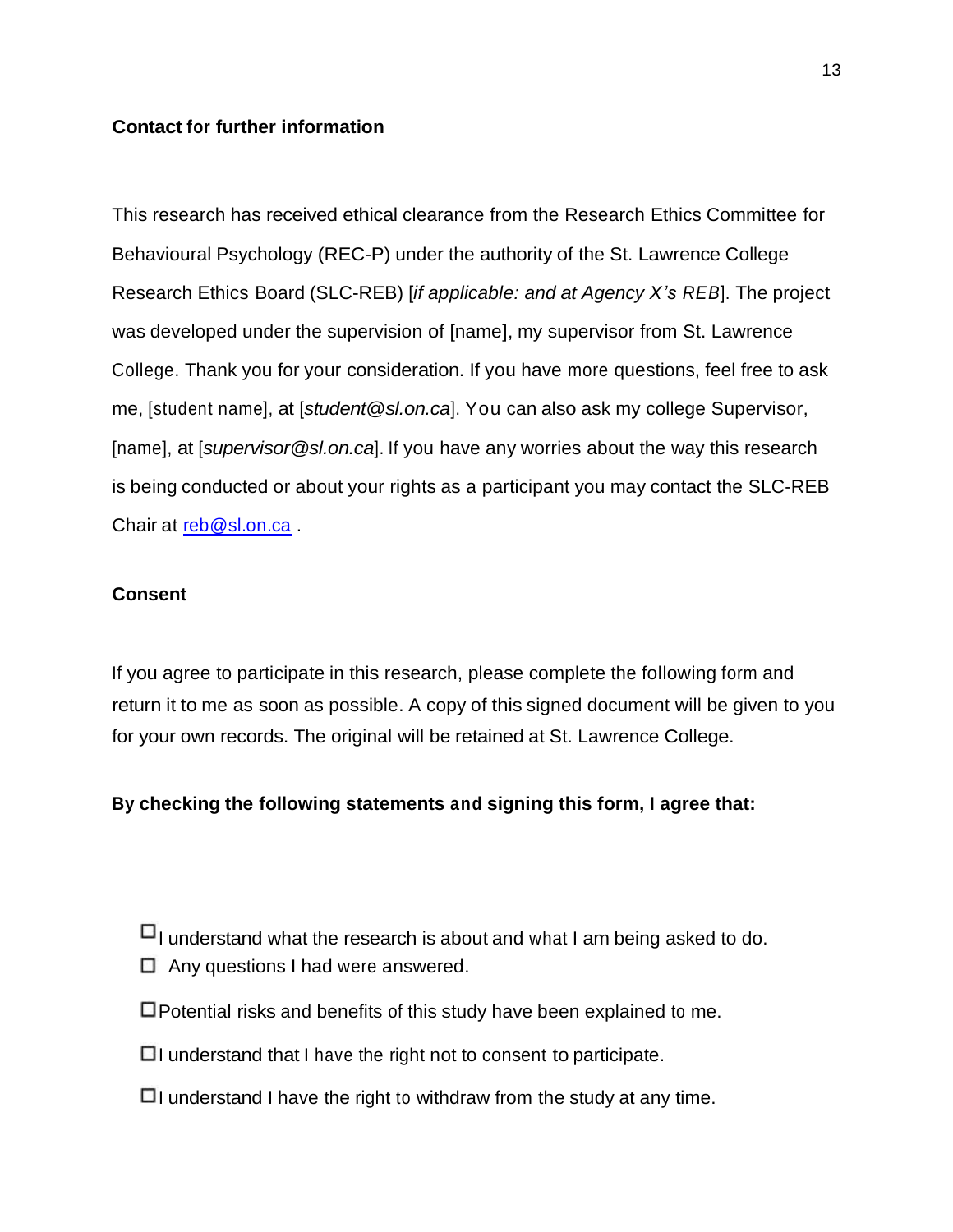**Contact for further information**

This research has received ethical clearance from the Research Ethics Committee for Behavioural Psychology (REC-P) under the authority of the St. Lawrence College Research Ethics Board (SLC-REB) [*if applicable: and at Agency X's REB*]. The project was developed under the supervision of [name], my supervisor from St. Lawrence College. Thank you for your consideration. If you have more questions, feel free to ask me, [student name], at [*student@sl.on.ca*]. You can also ask my college Supervisor, [name], at [*supervisor@sl.on.ca*]. If you have any worries about the way this research is being conducted or about your rights as a participant you may contact the SLC-REB Chair at reb@sl.on.ca .

**Consent**

If you agree to participate in this research, please complete the following form and return it to me as soon as possible. A copy of this signed document will be given to you for your own records. The original will be retained at St. Lawrence College.

**By checking the following statements and signing this form, I agree that:**

- ☐ I understand what the research is about and what I am being asked to do.
- ☐ Any questions I had were answered.
- ☐ Potential risks and benefits of this study have been explained to me.
- ☐ I understand that I have the right not to consent to participate.
- ☐ I understand I have the right to withdraw from the study at any time.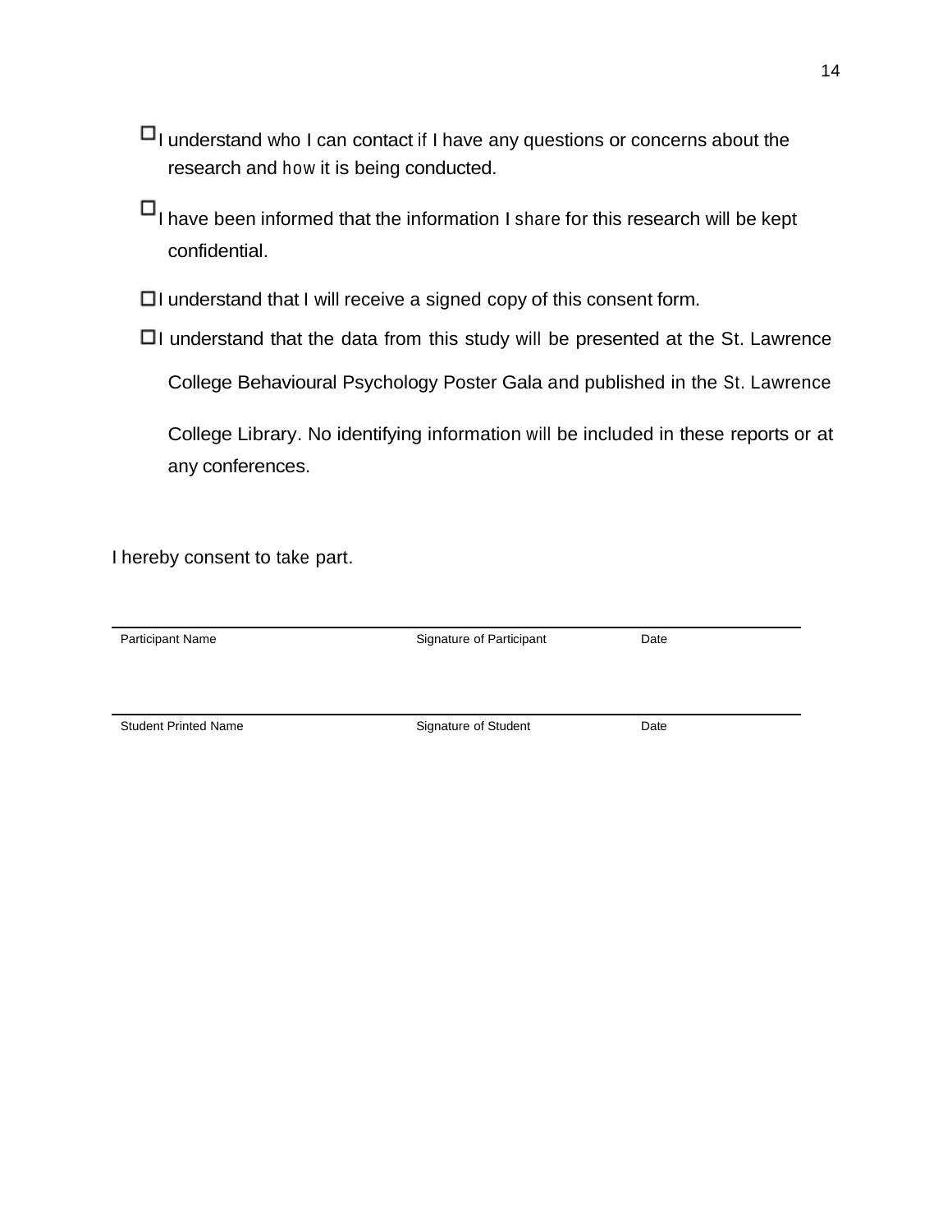- ☐ I understand who I can contact if I have any questions or concerns about the research and how it is being conducted.
- ☐ I have been informed that the information I share for this research will be kept confidential.
- ☐ I understand that I will receive a signed copy of this consent form.
- ☐ I understand that the data from this study will be presented at the St. Lawrence College Behavioural Psychology Poster Gala and published in the St. Lawrence College Library. No identifying information will be included in these reports or at any conferences.

I hereby consent to take part.

| | | |
|---|---|---|
| Participant Name | Signature of Participant | Date |
| Student Printed Name | Signature of Student | Date |